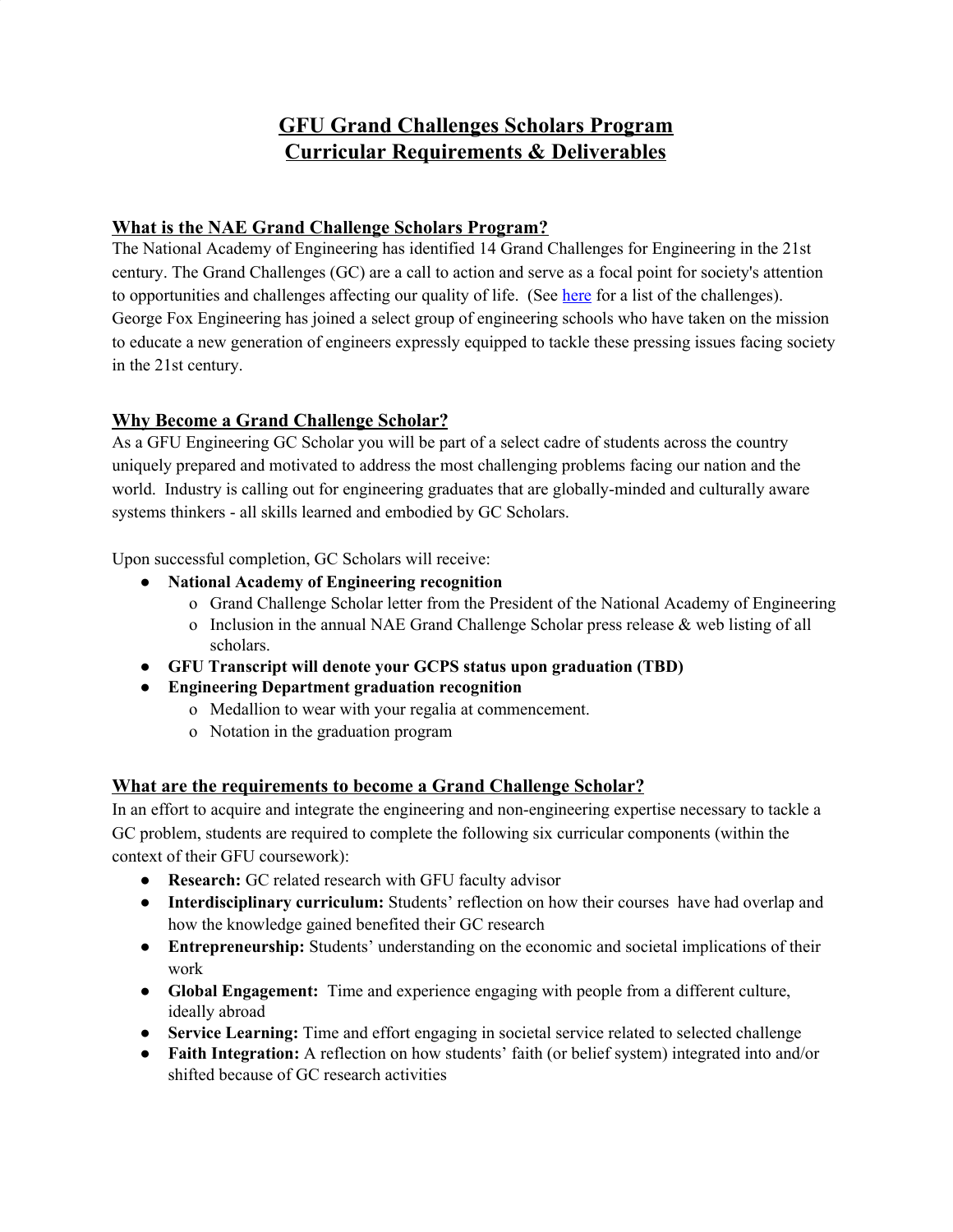# GFU Grand Challenges Scholars Program
# Curricular Requirements & Deliverables

## What is the NAE Grand Challenge Scholars Program?

The National Academy of Engineering has identified 14 Grand Challenges for Engineering in the 21st century. The Grand Challenges (GC) are a call to action and serve as a focal point for society's attention to opportunities and challenges affecting our quality of life. (See here for a list of the challenges). George Fox Engineering has joined a select group of engineering schools who have taken on the mission to educate a new generation of engineers expressly equipped to tackle these pressing issues facing society in the 21st century.

## Why Become a Grand Challenge Scholar?

As a GFU Engineering GC Scholar you will be part of a select cadre of students across the country uniquely prepared and motivated to address the most challenging problems facing our nation and the world. Industry is calling out for engineering graduates that are globally-minded and culturally aware systems thinkers - all skills learned and embodied by GC Scholars.

Upon successful completion, GC Scholars will receive:

- **National Academy of Engineering recognition**
  - Grand Challenge Scholar letter from the President of the National Academy of Engineering
  - Inclusion in the annual NAE Grand Challenge Scholar press release & web listing of all scholars.
- **GFU Transcript will denote your GCPS status upon graduation (TBD)**
- **Engineering Department graduation recognition**
  - Medallion to wear with your regalia at commencement.
  - Notation in the graduation program

## What are the requirements to become a Grand Challenge Scholar?

In an effort to acquire and integrate the engineering and non-engineering expertise necessary to tackle a GC problem, students are required to complete the following six curricular components (within the context of their GFU coursework):

- **Research:** GC related research with GFU faculty advisor
- **Interdisciplinary curriculum:** Students' reflection on how their courses have had overlap and how the knowledge gained benefited their GC research
- **Entrepreneurship:** Students' understanding on the economic and societal implications of their work
- **Global Engagement:** Time and experience engaging with people from a different culture, ideally abroad
- **Service Learning:** Time and effort engaging in societal service related to selected challenge
- **Faith Integration:** A reflection on how students' faith (or belief system) integrated into and/or shifted because of GC research activities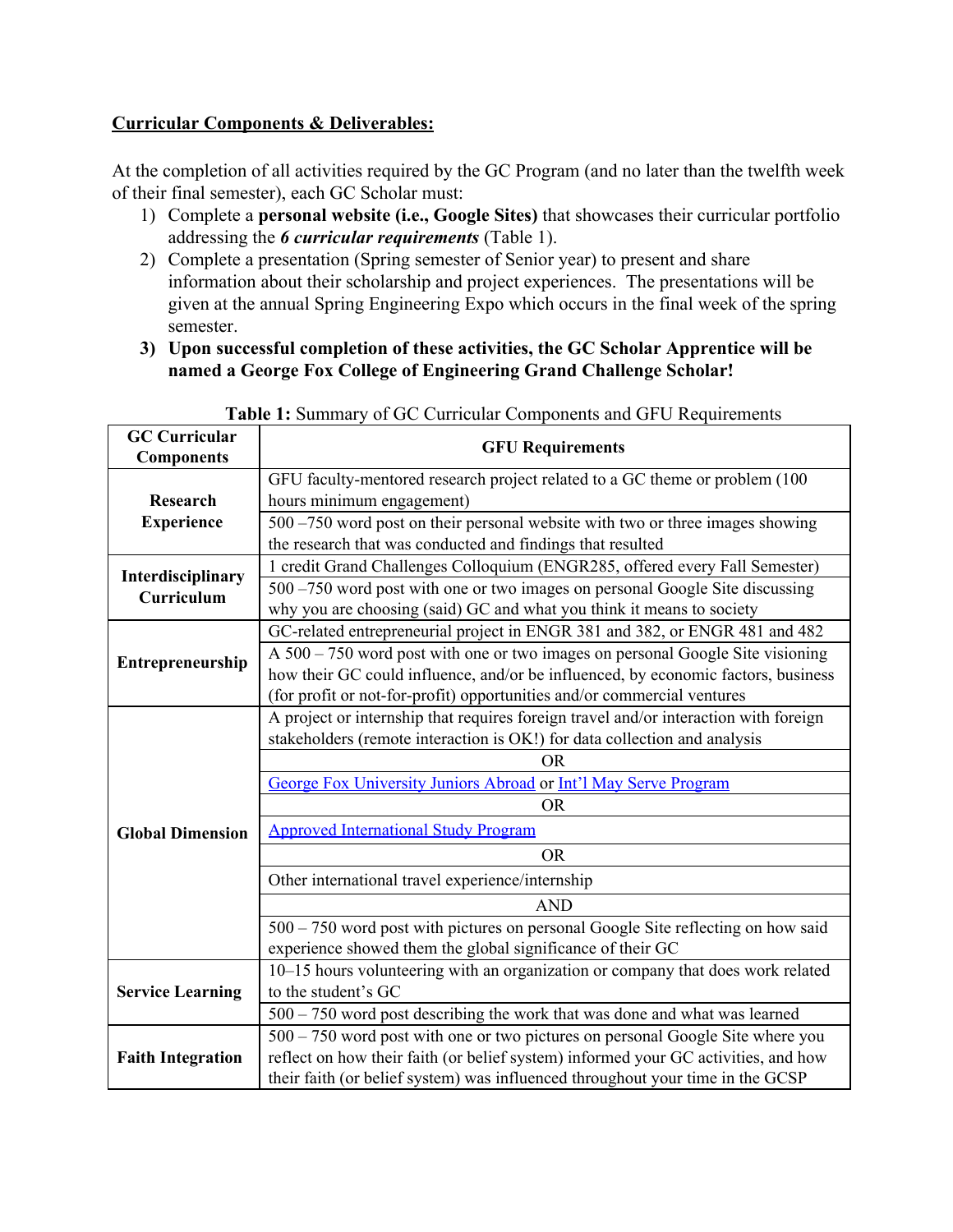**Curricular Components & Deliverables:**

At the completion of all activities required by the GC Program (and no later than the twelfth week of their final semester), each GC Scholar must:

1) Complete a **personal website (i.e., Google Sites)** that showcases their curricular portfolio addressing the ***6 curricular requirements*** (Table 1).
2) Complete a presentation (Spring semester of Senior year) to present and share information about their scholarship and project experiences. The presentations will be given at the annual Spring Engineering Expo which occurs in the final week of the spring semester.
3) **Upon successful completion of these activities, the GC Scholar Apprentice will be named a George Fox College of Engineering Grand Challenge Scholar!**

**Table 1:** Summary of GC Curricular Components and GFU Requirements

| GC Curricular Components | GFU Requirements |
|---|---|
| **Research Experience** | GFU faculty-mentored research project related to a GC theme or problem (100 hours minimum engagement) |
| | 500 –750 word post on their personal website with two or three images showing the research that was conducted and findings that resulted |
| **Interdisciplinary Curriculum** | 1 credit Grand Challenges Colloquium (ENGR285, offered every Fall Semester) |
| | 500 –750 word post with one or two images on personal Google Site discussing why you are choosing (said) GC and what you think it means to society |
| **Entrepreneurship** | GC-related entrepreneurial project in ENGR 381 and 382, or ENGR 481 and 482 |
| | A 500 – 750 word post with one or two images on personal Google Site visioning how their GC could influence, and/or be influenced, by economic factors, business (for profit or not-for-profit) opportunities and/or commercial ventures |
| **Global Dimension** | A project or internship that requires foreign travel and/or interaction with foreign stakeholders (remote interaction is OK!) for data collection and analysis |
| | OR |
| | George Fox University Juniors Abroad or Int'l May Serve Program |
| | OR |
| | Approved International Study Program |
| | OR |
| | Other international travel experience/internship |
| | AND |
| | 500 – 750 word post with pictures on personal Google Site reflecting on how said experience showed them the global significance of their GC |
| **Service Learning** | 10–15 hours volunteering with an organization or company that does work related to the student's GC |
| | 500 – 750 word post describing the work that was done and what was learned |
| **Faith Integration** | 500 – 750 word post with one or two pictures on personal Google Site where you reflect on how their faith (or belief system) informed your GC activities, and how their faith (or belief system) was influenced throughout your time in the GCSP |